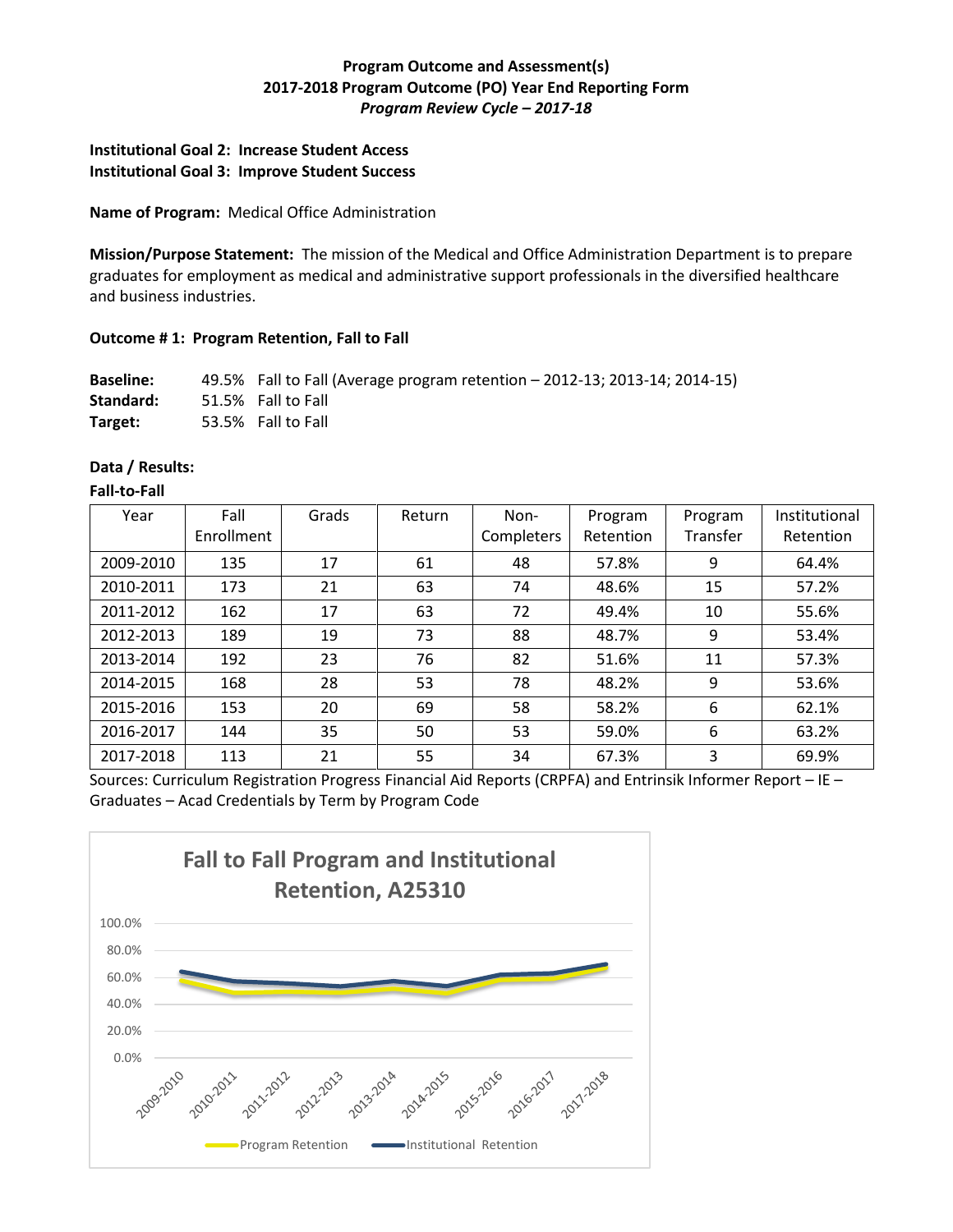**Program Outcome and Assessment(s)**
**2017-2018 Program Outcome (PO) Year End Reporting Form**
***Program Review Cycle – 2017-18***

**Institutional Goal 2: Increase Student Access**
**Institutional Goal 3: Improve Student Success**

**Name of Program:** Medical Office Administration

**Mission/Purpose Statement:** The mission of the Medical and Office Administration Department is to prepare graduates for employment as medical and administrative support professionals in the diversified healthcare and business industries.

**Outcome # 1: Program Retention, Fall to Fall**

**Baseline:** 49.5% Fall to Fall (Average program retention – 2012-13; 2013-14; 2014-15)
**Standard:** 51.5% Fall to Fall
**Target:** 53.5% Fall to Fall

**Data / Results:**

**Fall-to-Fall**

| Year | Fall Enrollment | Grads | Return | Non-Completers | Program Retention | Program Transfer | Institutional Retention |
|---|---|---|---|---|---|---|---|
| 2009-2010 | 135 | 17 | 61 | 48 | 57.8% | 9 | 64.4% |
| 2010-2011 | 173 | 21 | 63 | 74 | 48.6% | 15 | 57.2% |
| 2011-2012 | 162 | 17 | 63 | 72 | 49.4% | 10 | 55.6% |
| 2012-2013 | 189 | 19 | 73 | 88 | 48.7% | 9 | 53.4% |
| 2013-2014 | 192 | 23 | 76 | 82 | 51.6% | 11 | 57.3% |
| 2014-2015 | 168 | 28 | 53 | 78 | 48.2% | 9 | 53.6% |
| 2015-2016 | 153 | 20 | 69 | 58 | 58.2% | 6 | 62.1% |
| 2016-2017 | 144 | 35 | 50 | 53 | 59.0% | 6 | 63.2% |
| 2017-2018 | 113 | 21 | 55 | 34 | 67.3% | 3 | 69.9% |

Sources: Curriculum Registration Progress Financial Aid Reports (CRPFA) and Entrinsik Informer Report – IE – Graduates – Acad Credentials by Term by Program Code

**Fall to Fall Program and Institutional Retention, A25310**

| Year | Program Retention | Institutional Retention |
|---|---|---|
| 2009-2010 | 57.8% | 64.4% |
| 2010-2011 | 48.6% | 57.2% |
| 2011-2012 | 49.4% | 55.6% |
| 2012-2013 | 48.7% | 53.4% |
| 2013-2014 | 51.6% | 57.3% |
| 2014-2015 | 48.2% | 53.6% |
| 2015-2016 | 58.2% | 62.1% |
| 2016-2017 | 59.0% | 63.2% |
| 2017-2018 | 67.3% | 69.9% |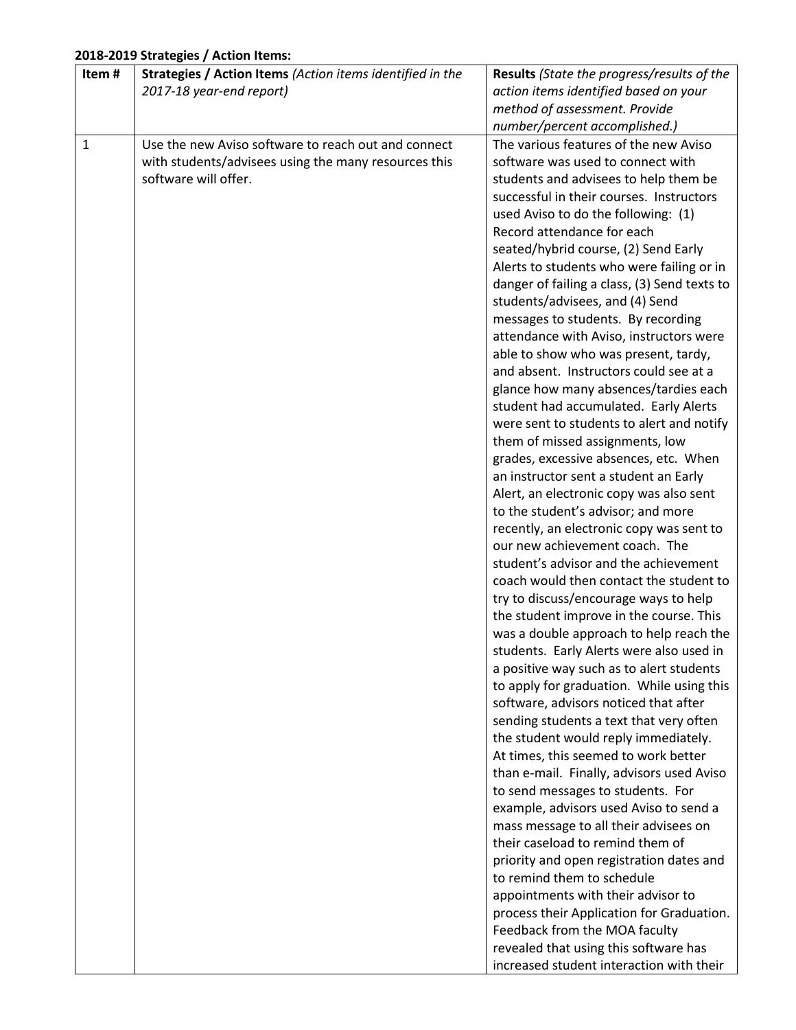**2018-2019 Strategies / Action Items:**

| Item # | **Strategies / Action Items** *(Action items identified in the 2017-18 year-end report)* | **Results** *(State the progress/results of the action items identified based on your method of assessment. Provide number/percent accomplished.)* |
|---|---|---|
| 1 | Use the new Aviso software to reach out and connect with students/advisees using the many resources this software will offer. | The various features of the new Aviso software was used to connect with students and advisees to help them be successful in their courses. Instructors used Aviso to do the following: (1) Record attendance for each seated/hybrid course, (2) Send Early Alerts to students who were failing or in danger of failing a class, (3) Send texts to students/advisees, and (4) Send messages to students. By recording attendance with Aviso, instructors were able to show who was present, tardy, and absent. Instructors could see at a glance how many absences/tardies each student had accumulated. Early Alerts were sent to students to alert and notify them of missed assignments, low grades, excessive absences, etc. When an instructor sent a student an Early Alert, an electronic copy was also sent to the student's advisor; and more recently, an electronic copy was sent to our new achievement coach. The student's advisor and the achievement coach would then contact the student to try to discuss/encourage ways to help the student improve in the course. This was a double approach to help reach the students. Early Alerts were also used in a positive way such as to alert students to apply for graduation. While using this software, advisors noticed that after sending students a text that very often the student would reply immediately. At times, this seemed to work better than e-mail. Finally, advisors used Aviso to send messages to students. For example, advisors used Aviso to send a mass message to all their advisees on their caseload to remind them of priority and open registration dates and to remind them to schedule appointments with their advisor to process their Application for Graduation. Feedback from the MOA faculty revealed that using this software has increased student interaction with their |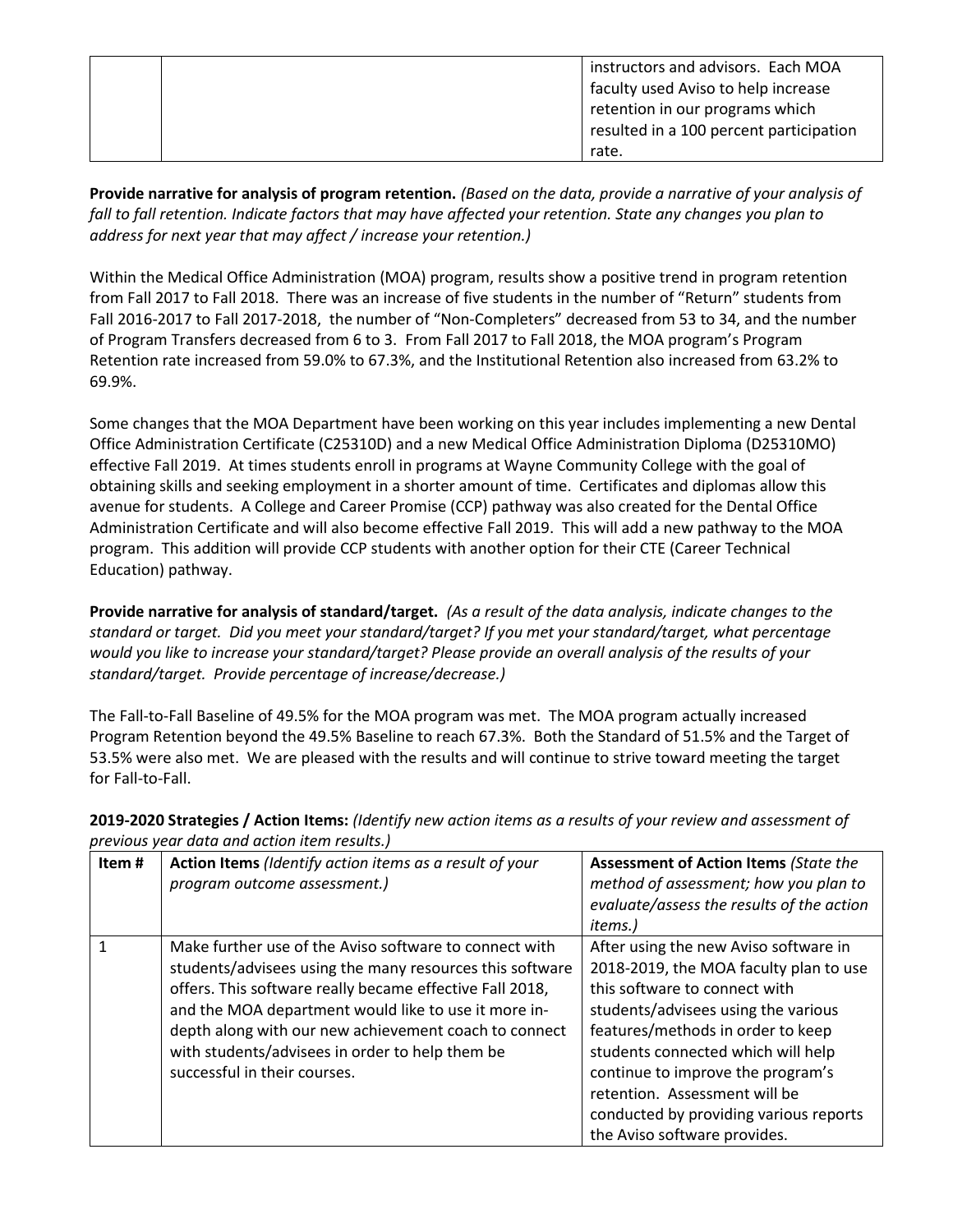| | | |
|---|---|---|
| | | instructors and advisors. Each MOA faculty used Aviso to help increase retention in our programs which resulted in a 100 percent participation rate. |

**Provide narrative for analysis of program retention.** *(Based on the data, provide a narrative of your analysis of fall to fall retention. Indicate factors that may have affected your retention. State any changes you plan to address for next year that may affect / increase your retention.)*

Within the Medical Office Administration (MOA) program, results show a positive trend in program retention from Fall 2017 to Fall 2018. There was an increase of five students in the number of "Return" students from Fall 2016-2017 to Fall 2017-2018, the number of "Non-Completers" decreased from 53 to 34, and the number of Program Transfers decreased from 6 to 3. From Fall 2017 to Fall 2018, the MOA program's Program Retention rate increased from 59.0% to 67.3%, and the Institutional Retention also increased from 63.2% to 69.9%.

Some changes that the MOA Department have been working on this year includes implementing a new Dental Office Administration Certificate (C25310D) and a new Medical Office Administration Diploma (D25310MO) effective Fall 2019. At times students enroll in programs at Wayne Community College with the goal of obtaining skills and seeking employment in a shorter amount of time. Certificates and diplomas allow this avenue for students. A College and Career Promise (CCP) pathway was also created for the Dental Office Administration Certificate and will also become effective Fall 2019. This will add a new pathway to the MOA program. This addition will provide CCP students with another option for their CTE (Career Technical Education) pathway.

**Provide narrative for analysis of standard/target.** *(As a result of the data analysis, indicate changes to the standard or target. Did you meet your standard/target? If you met your standard/target, what percentage would you like to increase your standard/target? Please provide an overall analysis of the results of your standard/target. Provide percentage of increase/decrease.)*

The Fall-to-Fall Baseline of 49.5% for the MOA program was met. The MOA program actually increased Program Retention beyond the 49.5% Baseline to reach 67.3%. Both the Standard of 51.5% and the Target of 53.5% were also met. We are pleased with the results and will continue to strive toward meeting the target for Fall-to-Fall.

**2019-2020 Strategies / Action Items:** *(Identify new action items as a results of your review and assessment of previous year data and action item results.)*

| Item # | **Action Items** *(Identify action items as a result of your program outcome assessment.)* | **Assessment of Action Items** *(State the method of assessment; how you plan to evaluate/assess the results of the action items.)* |
|---|---|---|
| 1 | Make further use of the Aviso software to connect with students/advisees using the many resources this software offers. This software really became effective Fall 2018, and the MOA department would like to use it more in-depth along with our new achievement coach to connect with students/advisees in order to help them be successful in their courses. | After using the new Aviso software in 2018-2019, the MOA faculty plan to use this software to connect with students/advisees using the various features/methods in order to keep students connected which will help continue to improve the program's retention. Assessment will be conducted by providing various reports the Aviso software provides. |